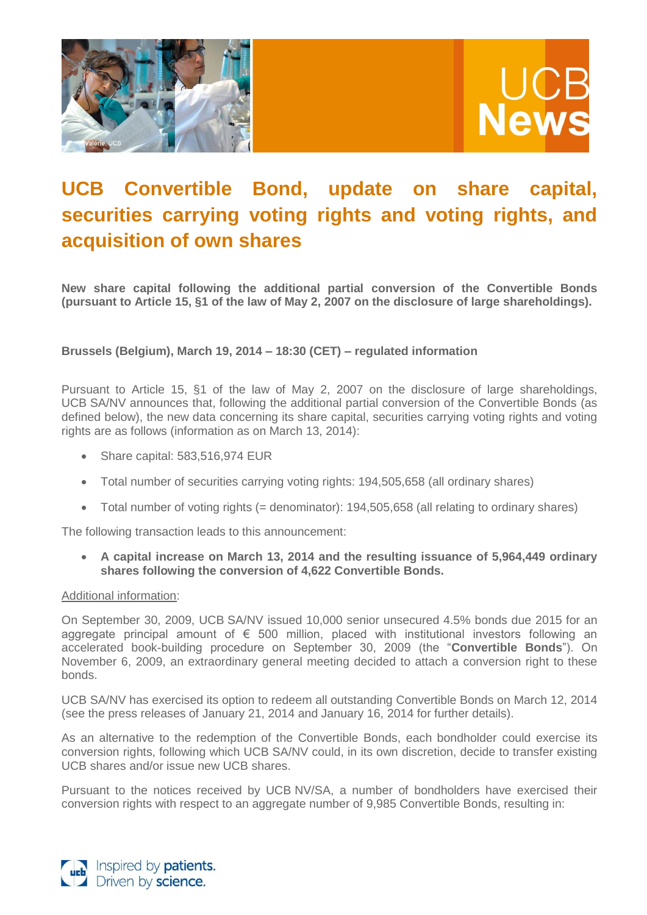# UCB Convertible Bond, update on share capital, securities carrying voting rights and voting rights, and acquisition of own shares

**New share capital following the additional partial conversion of the Convertible Bonds (pursuant to Article 15, §1 of the law of May 2, 2007 on the disclosure of large shareholdings).**

**Brussels (Belgium), March 19, 2014 – 18:30 (CET) – regulated information**

Pursuant to Article 15, §1 of the law of May 2, 2007 on the disclosure of large shareholdings, UCB SA/NV announces that, following the additional partial conversion of the Convertible Bonds (as defined below), the new data concerning its share capital, securities carrying voting rights and voting rights are as follows (information as on March 13, 2014):

- Share capital: 583,516,974 EUR
- Total number of securities carrying voting rights: 194,505,658 (all ordinary shares)
- Total number of voting rights (= denominator): 194,505,658 (all relating to ordinary shares)

The following transaction leads to this announcement:

- **A capital increase on March 13, 2014 and the resulting issuance of 5,964,449 ordinary shares following the conversion of 4,622 Convertible Bonds.**

Additional information:

On September 30, 2009, UCB SA/NV issued 10,000 senior unsecured 4.5% bonds due 2015 for an aggregate principal amount of € 500 million, placed with institutional investors following an accelerated book-building procedure on September 30, 2009 (the "**Convertible Bonds**"). On November 6, 2009, an extraordinary general meeting decided to attach a conversion right to these bonds.

UCB SA/NV has exercised its option to redeem all outstanding Convertible Bonds on March 12, 2014 (see the press releases of January 21, 2014 and January 16, 2014 for further details).

As an alternative to the redemption of the Convertible Bonds, each bondholder could exercise its conversion rights, following which UCB SA/NV could, in its own discretion, decide to transfer existing UCB shares and/or issue new UCB shares.

Pursuant to the notices received by UCB NV/SA, a number of bondholders have exercised their conversion rights with respect to an aggregate number of 9,985 Convertible Bonds, resulting in: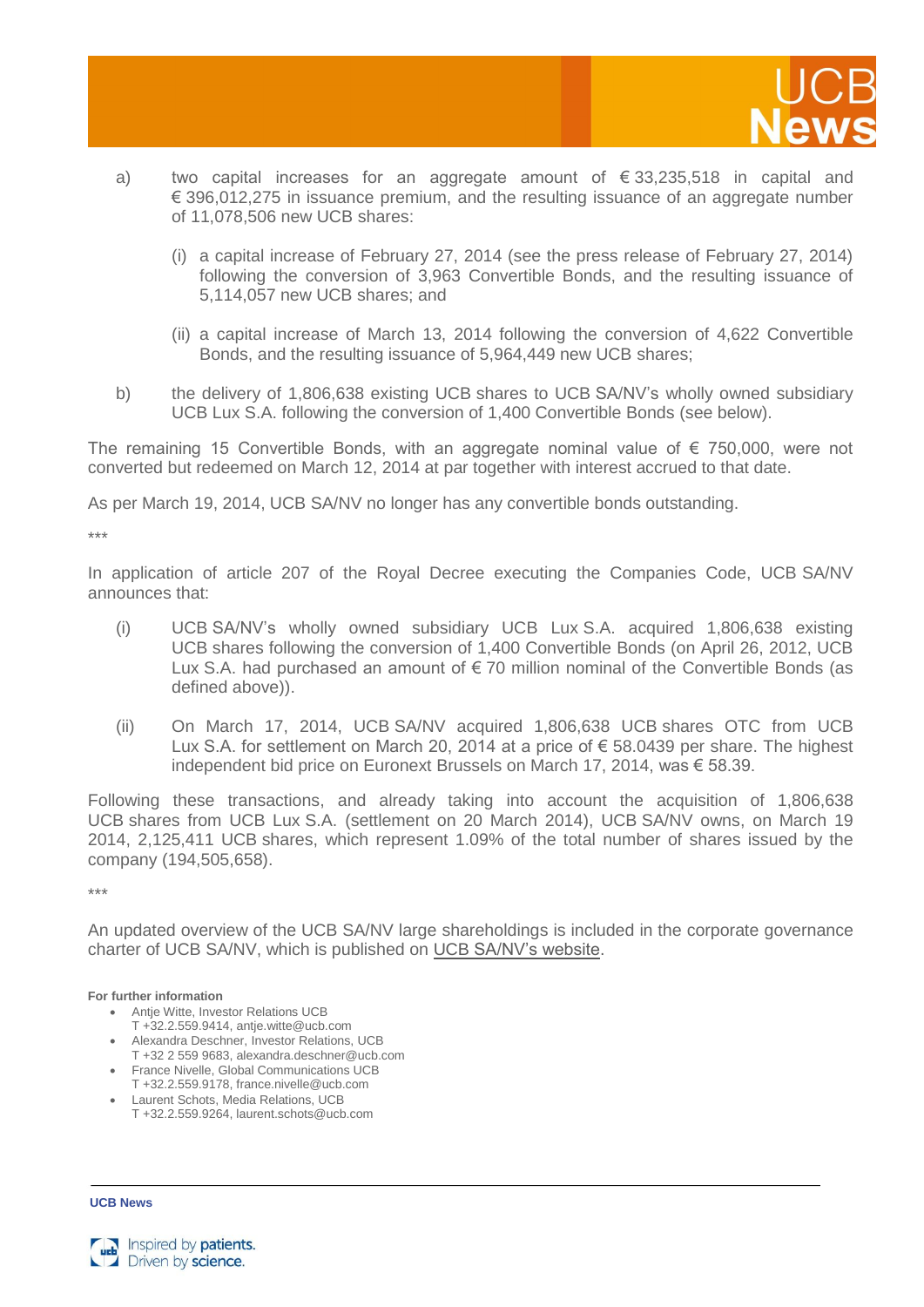a) two capital increases for an aggregate amount of € 33,235,518 in capital and € 396,012,275 in issuance premium, and the resulting issuance of an aggregate number of 11,078,506 new UCB shares:

   (i) a capital increase of February 27, 2014 (see the press release of February 27, 2014) following the conversion of 3,963 Convertible Bonds, and the resulting issuance of 5,114,057 new UCB shares; and

   (ii) a capital increase of March 13, 2014 following the conversion of 4,622 Convertible Bonds, and the resulting issuance of 5,964,449 new UCB shares;

b) the delivery of 1,806,638 existing UCB shares to UCB SA/NV's wholly owned subsidiary UCB Lux S.A. following the conversion of 1,400 Convertible Bonds (see below).

The remaining 15 Convertible Bonds, with an aggregate nominal value of € 750,000, were not converted but redeemed on March 12, 2014 at par together with interest accrued to that date.

As per March 19, 2014, UCB SA/NV no longer has any convertible bonds outstanding.

***

In application of article 207 of the Royal Decree executing the Companies Code, UCB SA/NV announces that:

(i) UCB SA/NV's wholly owned subsidiary UCB Lux S.A. acquired 1,806,638 existing UCB shares following the conversion of 1,400 Convertible Bonds (on April 26, 2012, UCB Lux S.A. had purchased an amount of € 70 million nominal of the Convertible Bonds (as defined above)).

(ii) On March 17, 2014, UCB SA/NV acquired 1,806,638 UCB shares OTC from UCB Lux S.A. for settlement on March 20, 2014 at a price of € 58.0439 per share. The highest independent bid price on Euronext Brussels on March 17, 2014, was € 58.39.

Following these transactions, and already taking into account the acquisition of 1,806,638 UCB shares from UCB Lux S.A. (settlement on 20 March 2014), UCB SA/NV owns, on March 19 2014, 2,125,411 UCB shares, which represent 1.09% of the total number of shares issued by the company (194,505,658).

***

An updated overview of the UCB SA/NV large shareholdings is included in the corporate governance charter of UCB SA/NV, which is published on UCB SA/NV's website.

**For further information**

- Antje Witte, Investor Relations UCB
  T +32.2.559.9414, antje.witte@ucb.com
- Alexandra Deschner, Investor Relations, UCB
  T +32 2 559 9683, alexandra.deschner@ucb.com
- France Nivelle, Global Communications UCB
  T +32.2.559.9178, france.nivelle@ucb.com
- Laurent Schots, Media Relations, UCB
  T +32.2.559.9264, laurent.schots@ucb.com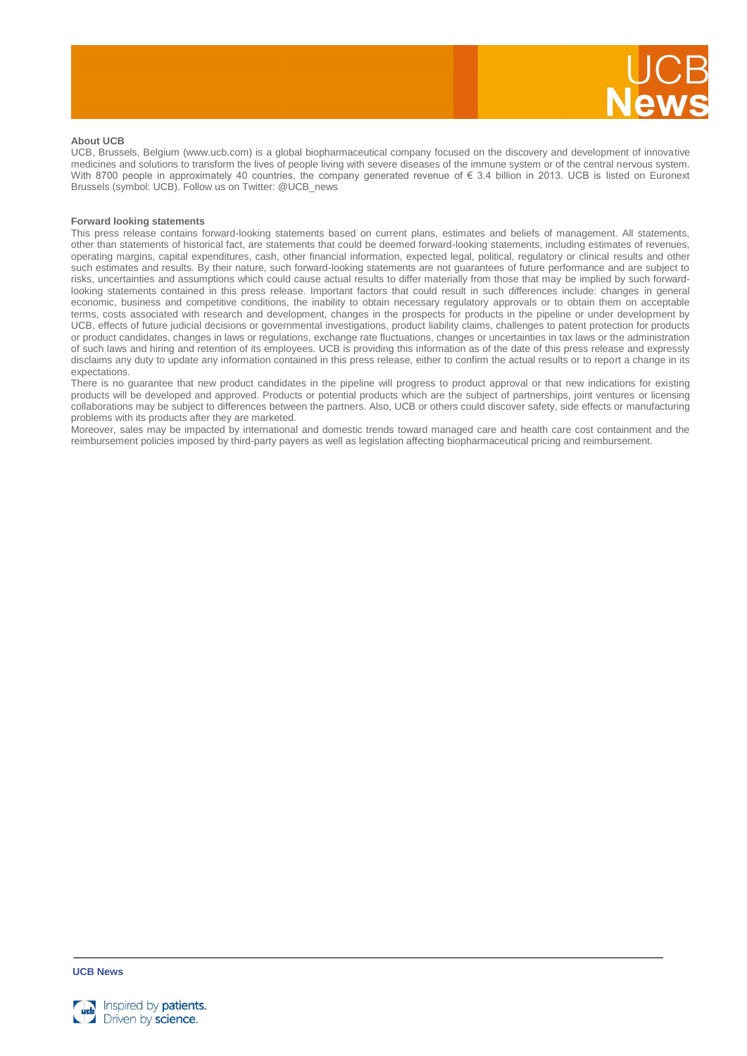**About UCB**

UCB, Brussels, Belgium (www.ucb.com) is a global biopharmaceutical company focused on the discovery and development of innovative medicines and solutions to transform the lives of people living with severe diseases of the immune system or of the central nervous system. With 8700 people in approximately 40 countries, the company generated revenue of € 3.4 billion in 2013. UCB is listed on Euronext Brussels (symbol: UCB). Follow us on Twitter: @UCB_news

**Forward looking statements**

This press release contains forward-looking statements based on current plans, estimates and beliefs of management. All statements, other than statements of historical fact, are statements that could be deemed forward-looking statements, including estimates of revenues, operating margins, capital expenditures, cash, other financial information, expected legal, political, regulatory or clinical results and other such estimates and results. By their nature, such forward-looking statements are not guarantees of future performance and are subject to risks, uncertainties and assumptions which could cause actual results to differ materially from those that may be implied by such forward-looking statements contained in this press release. Important factors that could result in such differences include: changes in general economic, business and competitive conditions, the inability to obtain necessary regulatory approvals or to obtain them on acceptable terms, costs associated with research and development, changes in the prospects for products in the pipeline or under development by UCB, effects of future judicial decisions or governmental investigations, product liability claims, challenges to patent protection for products or product candidates, changes in laws or regulations, exchange rate fluctuations, changes or uncertainties in tax laws or the administration of such laws and hiring and retention of its employees. UCB is providing this information as of the date of this press release and expressly disclaims any duty to update any information contained in this press release, either to confirm the actual results or to report a change in its expectations.

There is no guarantee that new product candidates in the pipeline will progress to product approval or that new indications for existing products will be developed and approved. Products or potential products which are the subject of partnerships, joint ventures or licensing collaborations may be subject to differences between the partners. Also, UCB or others could discover safety, side effects or manufacturing problems with its products after they are marketed.

Moreover, sales may be impacted by international and domestic trends toward managed care and health care cost containment and the reimbursement policies imposed by third-party payers as well as legislation affecting biopharmaceutical pricing and reimbursement.